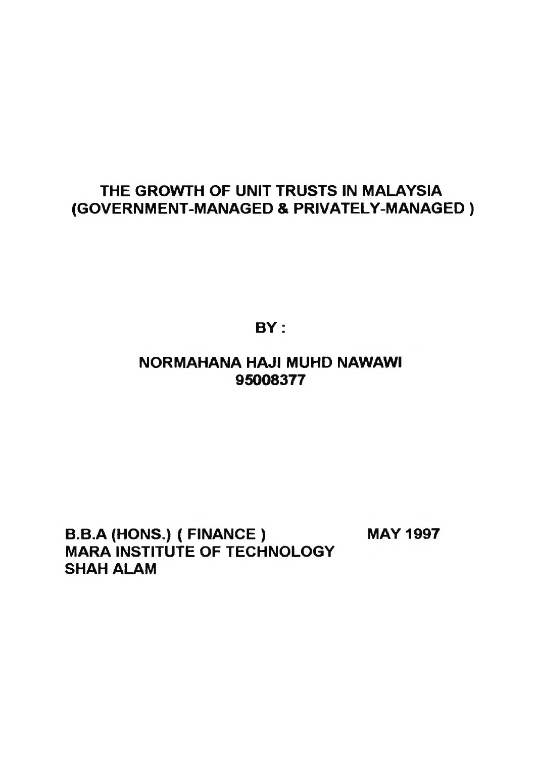# THE GROWTH OF UNIT TRUSTS IN MALAYSIA (GOVERNMENT-MANAGED & PRIVATELY-MANAGED )

**BY :**

**NORMAHANA HAJI MUHD NAWAWI**
**95008377**

**B.B.A (HONS.) ( FINANCE )**
**MAY 1997**
**MARA INSTITUTE OF TECHNOLOGY**
**SHAH ALAM**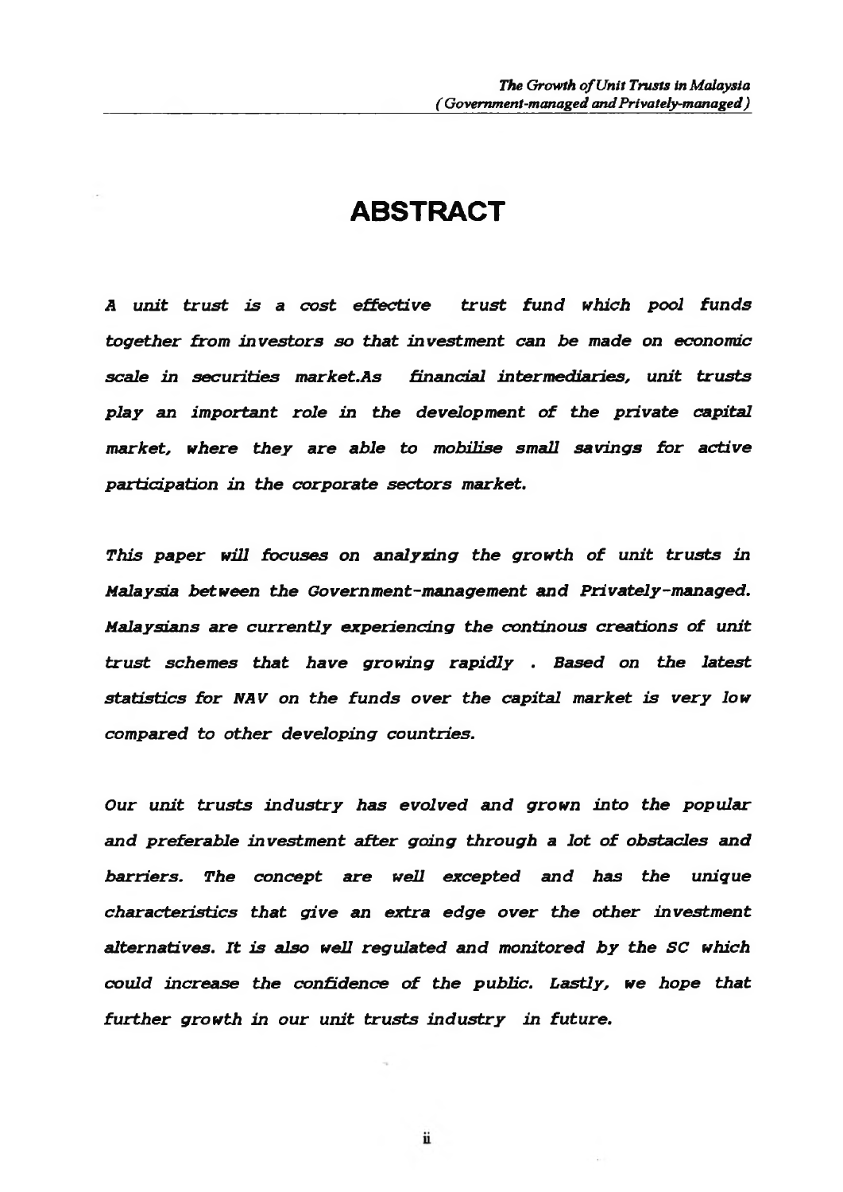# ABSTRACT

*A unit trust is a cost effective trust fund which pool funds together from investors so that investment can be made on economic scale in securities market.As financial intermediaries, unit trusts play an important role in the development of the private capital market, where they are able to mobilise small savings for active participation in the corporate sectors market.*

*This paper will focuses on analyzing the growth of unit trusts in Malaysia between the Government-management and Privately-managed. Malaysians are currently experiencing the continous creations of unit trust schemes that have growing rapidly . Based on the latest statistics for NAV on the funds over the capital market is very low compared to other developing countries.*

*Our unit trusts industry has evolved and grown into the popular and preferable investment after going through a lot of obstacles and barriers. The concept are well excepted and has the unique characteristics that give an extra edge over the other investment alternatives. It is also well regulated and monitored by the SC which could increase the confidence of the public. Lastly, we hope that further growth in our unit trusts industry in future.*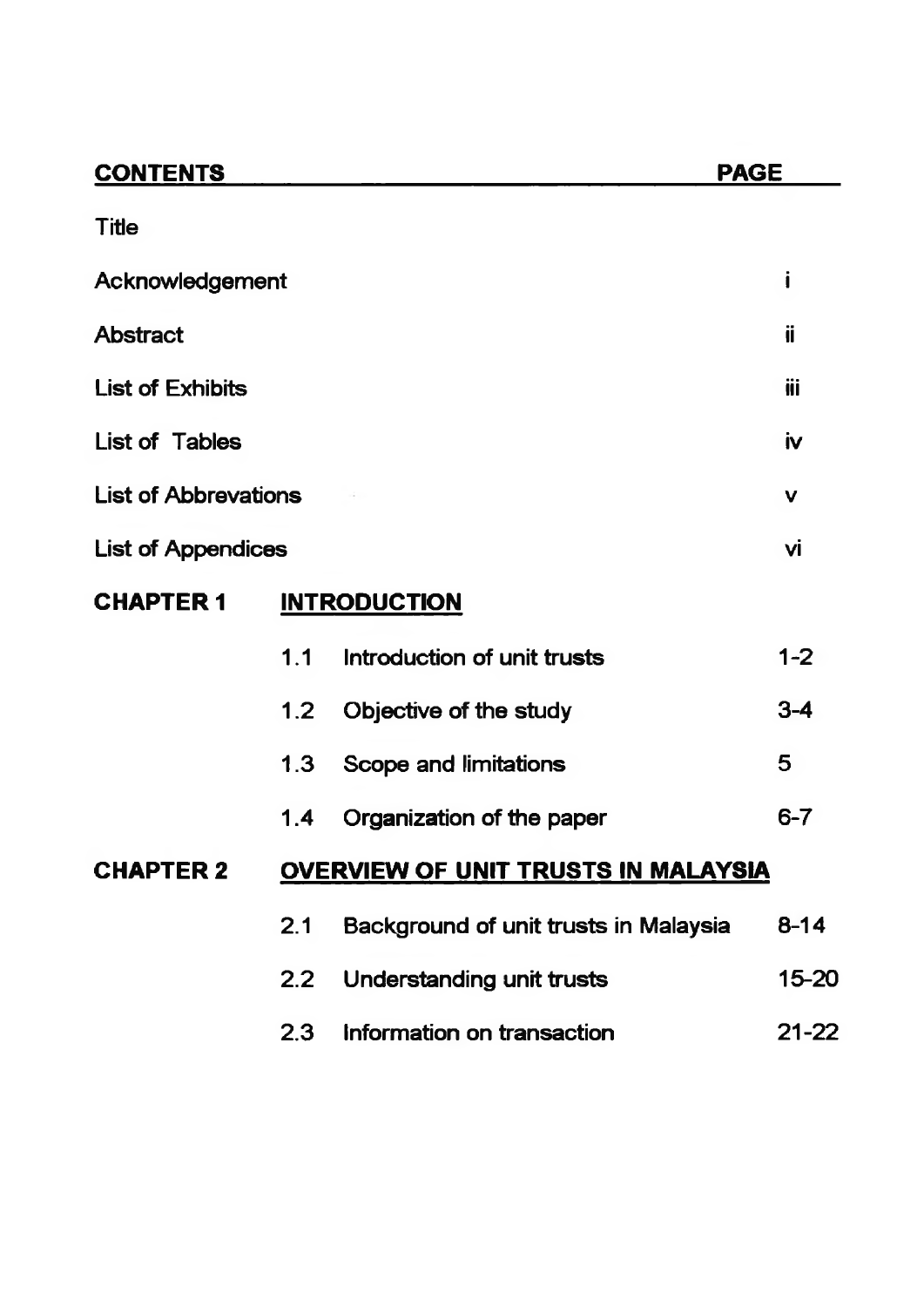| CONTENTS | | | PAGE |
|---|---|---|---|
| Title | | | |
| Acknowledgement | | | i |
| Abstract | | | ii |
| List of Exhibits | | | iii |
| List of Tables | | | iv |
| List of Abbrevations | | | v |
| List of Appendices | | | vi |
| **CHAPTER 1** | **INTRODUCTION** | | |
| | 1.1 | Introduction of unit trusts | 1-2 |
| | 1.2 | Objective of the study | 3-4 |
| | 1.3 | Scope and limitations | 5 |
| | 1.4 | Organization of the paper | 6-7 |
| **CHAPTER 2** | **OVERVIEW OF UNIT TRUSTS IN MALAYSIA** | | |
| | 2.1 | Background of unit trusts in Malaysia | 8-14 |
| | 2.2 | Understanding unit trusts | 15-20 |
| | 2.3 | Information on transaction | 21-22 |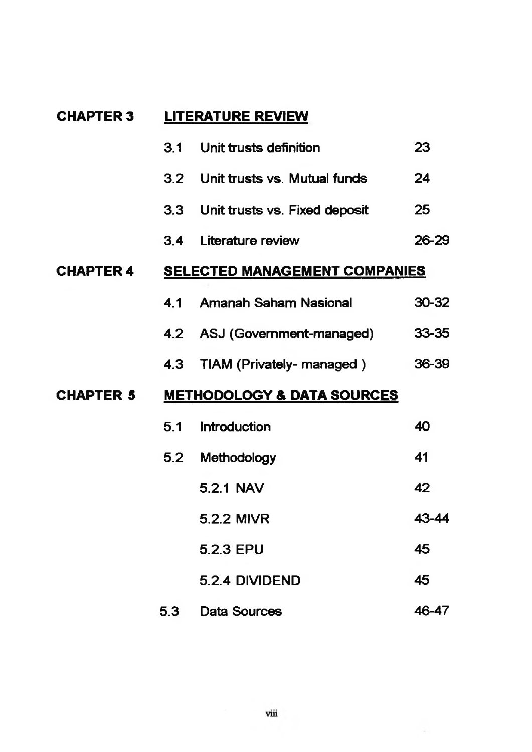| | | | |
|---|---|---|---|
| **CHAPTER 3** | **LITERATURE REVIEW** | | |
| | 3.1 | Unit trusts definition | 23 |
| | 3.2 | Unit trusts vs. Mutual funds | 24 |
| | 3.3 | Unit trusts vs. Fixed deposit | 25 |
| | 3.4 | Literature review | 26-29 |
| **CHAPTER 4** | **SELECTED MANAGEMENT COMPANIES** | | |
| | 4.1 | Amanah Saham Nasional | 30-32 |
| | 4.2 | ASJ (Government-managed) | 33-35 |
| | 4.3 | TIAM (Privately- managed ) | 36-39 |
| **CHAPTER 5** | **METHODOLOGY & DATA SOURCES** | | |
| | 5.1 | Introduction | 40 |
| | 5.2 | Methodology | 41 |
| | | 5.2.1 NAV | 42 |
| | | 5.2.2 MIVR | 43-44 |
| | | 5.2.3 EPU | 45 |
| | | 5.2.4 DIVIDEND | 45 |
| | 5.3 | Data Sources | 46-47 |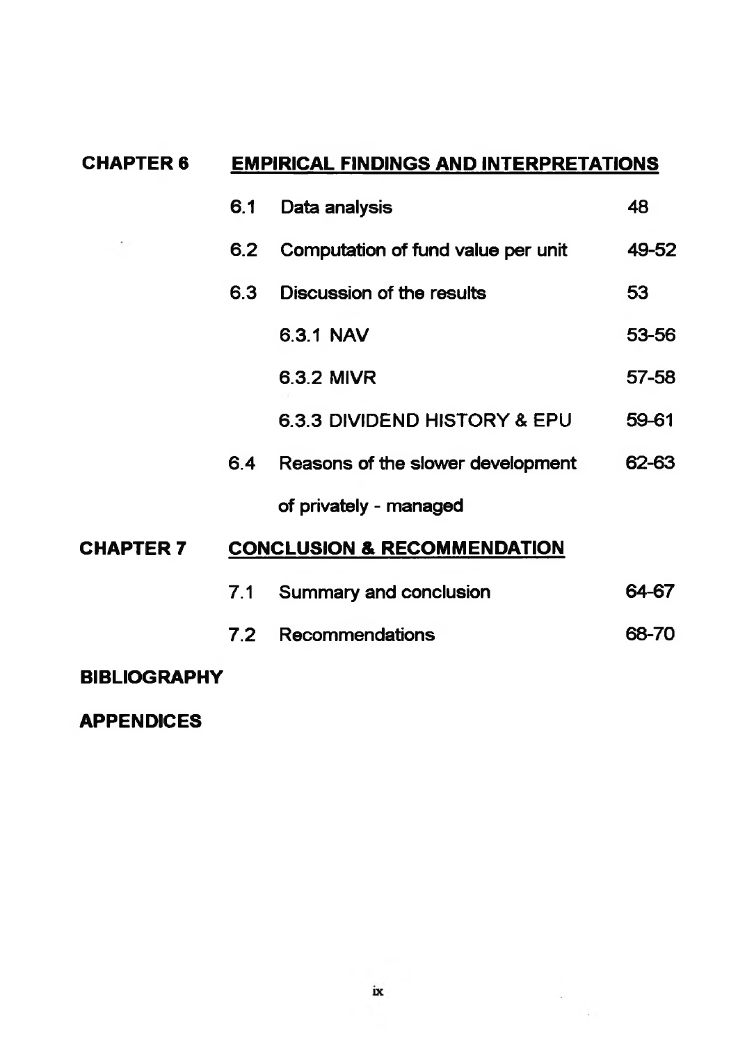| | | | |
|---|---|---|---|
| **CHAPTER 6** | **EMPIRICAL FINDINGS AND INTERPRETATIONS** | | |
| | 6.1 | Data analysis | 48 |
| | 6.2 | Computation of fund value per unit | 49-52 |
| | 6.3 | Discussion of the results | 53 |
| | | 6.3.1 NAV | 53-56 |
| | | 6.3.2 MIVR | 57-58 |
| | | 6.3.3 DIVIDEND HISTORY & EPU | 59-61 |
| | 6.4 | Reasons of the slower development of privately - managed | 62-63 |
| **CHAPTER 7** | **CONCLUSION & RECOMMENDATION** | | |
| | 7.1 | Summary and conclusion | 64-67 |
| | 7.2 | Recommendations | 68-70 |

**BIBLIOGRAPHY**

**APPENDICES**